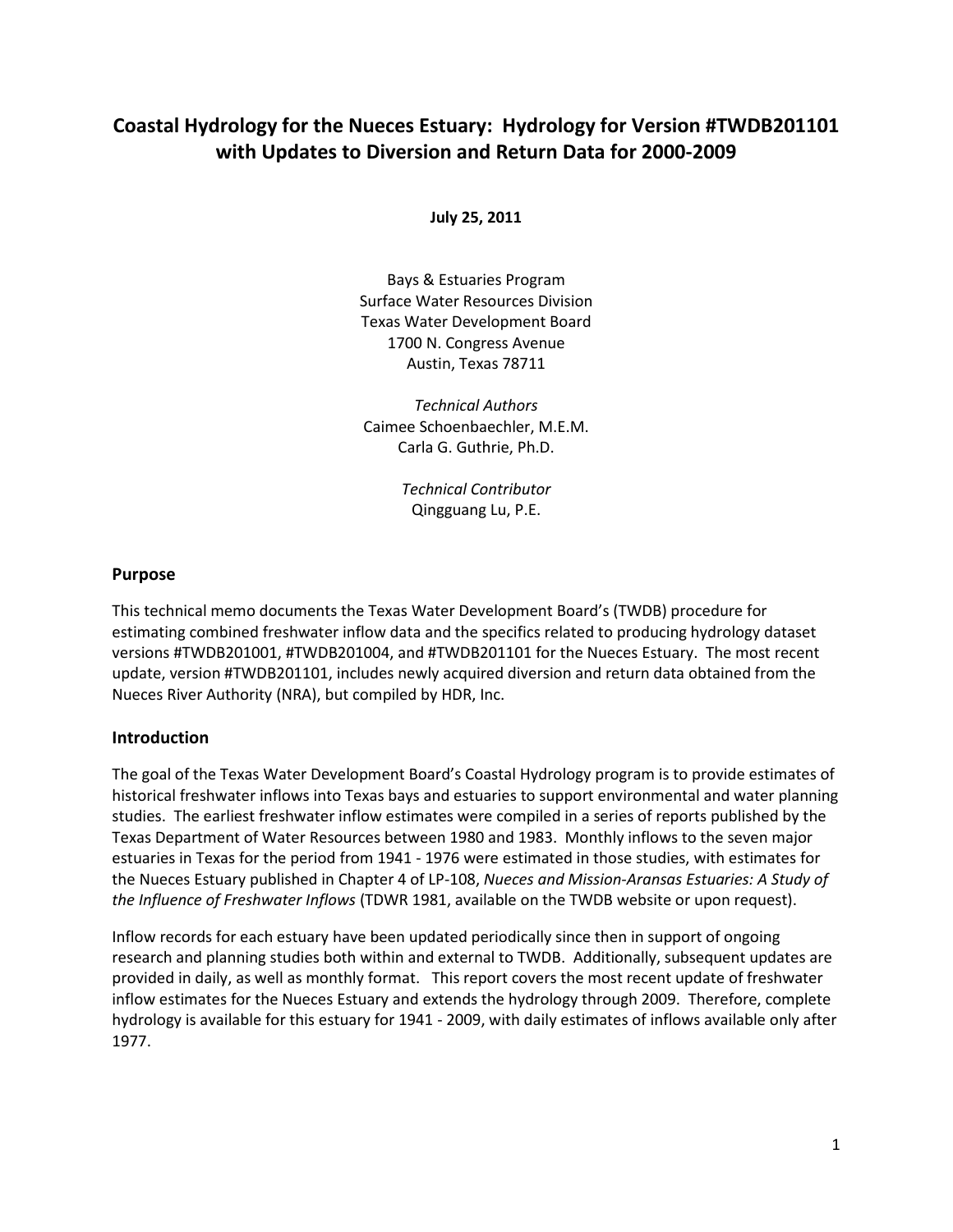# Coastal Hydrology for the Nueces Estuary: Hydrology for Version #TWDB201101 with Updates to Diversion and Return Data for 2000-2009

**July 25, 2011**

Bays & Estuaries Program
Surface Water Resources Division
Texas Water Development Board
1700 N. Congress Avenue
Austin, Texas 78711

*Technical Authors*
Caimee Schoenbaechler, M.E.M.
Carla G. Guthrie, Ph.D.

*Technical Contributor*
Qingguang Lu, P.E.

## Purpose

This technical memo documents the Texas Water Development Board's (TWDB) procedure for estimating combined freshwater inflow data and the specifics related to producing hydrology dataset versions #TWDB201001, #TWDB201004, and #TWDB201101 for the Nueces Estuary. The most recent update, version #TWDB201101, includes newly acquired diversion and return data obtained from the Nueces River Authority (NRA), but compiled by HDR, Inc.

## Introduction

The goal of the Texas Water Development Board's Coastal Hydrology program is to provide estimates of historical freshwater inflows into Texas bays and estuaries to support environmental and water planning studies. The earliest freshwater inflow estimates were compiled in a series of reports published by the Texas Department of Water Resources between 1980 and 1983. Monthly inflows to the seven major estuaries in Texas for the period from 1941 - 1976 were estimated in those studies, with estimates for the Nueces Estuary published in Chapter 4 of LP-108, *Nueces and Mission-Aransas Estuaries: A Study of the Influence of Freshwater Inflows* (TDWR 1981, available on the TWDB website or upon request).

Inflow records for each estuary have been updated periodically since then in support of ongoing research and planning studies both within and external to TWDB. Additionally, subsequent updates are provided in daily, as well as monthly format. This report covers the most recent update of freshwater inflow estimates for the Nueces Estuary and extends the hydrology through 2009. Therefore, complete hydrology is available for this estuary for 1941 - 2009, with daily estimates of inflows available only after 1977.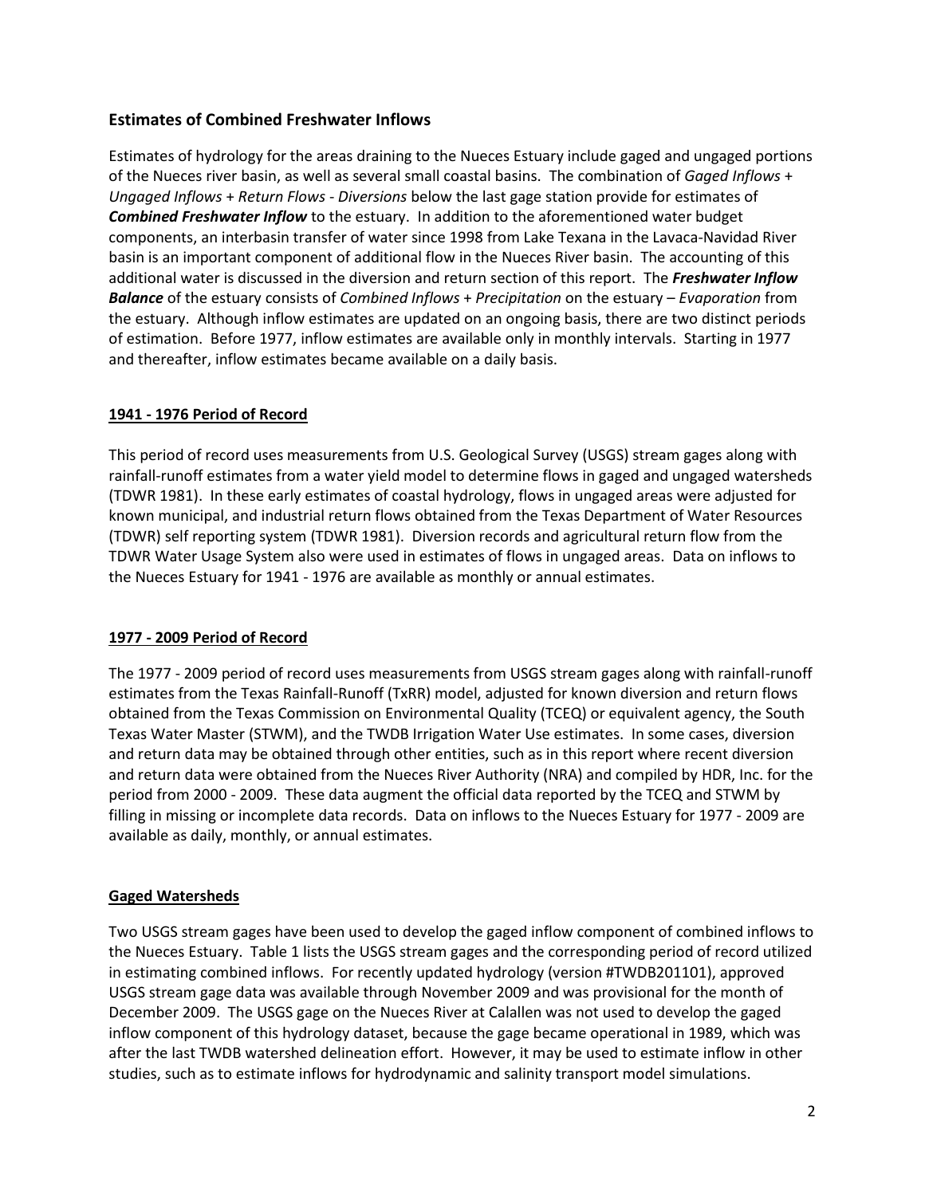## Estimates of Combined Freshwater Inflows

Estimates of hydrology for the areas draining to the Nueces Estuary include gaged and ungaged portions of the Nueces river basin, as well as several small coastal basins. The combination of *Gaged Inflows* + *Ungaged Inflows* + *Return Flows* - *Diversions* below the last gage station provide for estimates of ***Combined Freshwater Inflow*** to the estuary. In addition to the aforementioned water budget components, an interbasin transfer of water since 1998 from Lake Texana in the Lavaca-Navidad River basin is an important component of additional flow in the Nueces River basin. The accounting of this additional water is discussed in the diversion and return section of this report. The ***Freshwater Inflow Balance*** of the estuary consists of *Combined Inflows* + *Precipitation* on the estuary – *Evaporation* from the estuary. Although inflow estimates are updated on an ongoing basis, there are two distinct periods of estimation. Before 1977, inflow estimates are available only in monthly intervals. Starting in 1977 and thereafter, inflow estimates became available on a daily basis.

### 1941 - 1976 Period of Record

This period of record uses measurements from U.S. Geological Survey (USGS) stream gages along with rainfall-runoff estimates from a water yield model to determine flows in gaged and ungaged watersheds (TDWR 1981). In these early estimates of coastal hydrology, flows in ungaged areas were adjusted for known municipal, and industrial return flows obtained from the Texas Department of Water Resources (TDWR) self reporting system (TDWR 1981). Diversion records and agricultural return flow from the TDWR Water Usage System also were used in estimates of flows in ungaged areas. Data on inflows to the Nueces Estuary for 1941 - 1976 are available as monthly or annual estimates.

### 1977 - 2009 Period of Record

The 1977 - 2009 period of record uses measurements from USGS stream gages along with rainfall-runoff estimates from the Texas Rainfall-Runoff (TxRR) model, adjusted for known diversion and return flows obtained from the Texas Commission on Environmental Quality (TCEQ) or equivalent agency, the South Texas Water Master (STWM), and the TWDB Irrigation Water Use estimates. In some cases, diversion and return data may be obtained through other entities, such as in this report where recent diversion and return data were obtained from the Nueces River Authority (NRA) and compiled by HDR, Inc. for the period from 2000 - 2009. These data augment the official data reported by the TCEQ and STWM by filling in missing or incomplete data records. Data on inflows to the Nueces Estuary for 1977 - 2009 are available as daily, monthly, or annual estimates.

### Gaged Watersheds

Two USGS stream gages have been used to develop the gaged inflow component of combined inflows to the Nueces Estuary. Table 1 lists the USGS stream gages and the corresponding period of record utilized in estimating combined inflows. For recently updated hydrology (version #TWDB201101), approved USGS stream gage data was available through November 2009 and was provisional for the month of December 2009. The USGS gage on the Nueces River at Calallen was not used to develop the gaged inflow component of this hydrology dataset, because the gage became operational in 1989, which was after the last TWDB watershed delineation effort. However, it may be used to estimate inflow in other studies, such as to estimate inflows for hydrodynamic and salinity transport model simulations.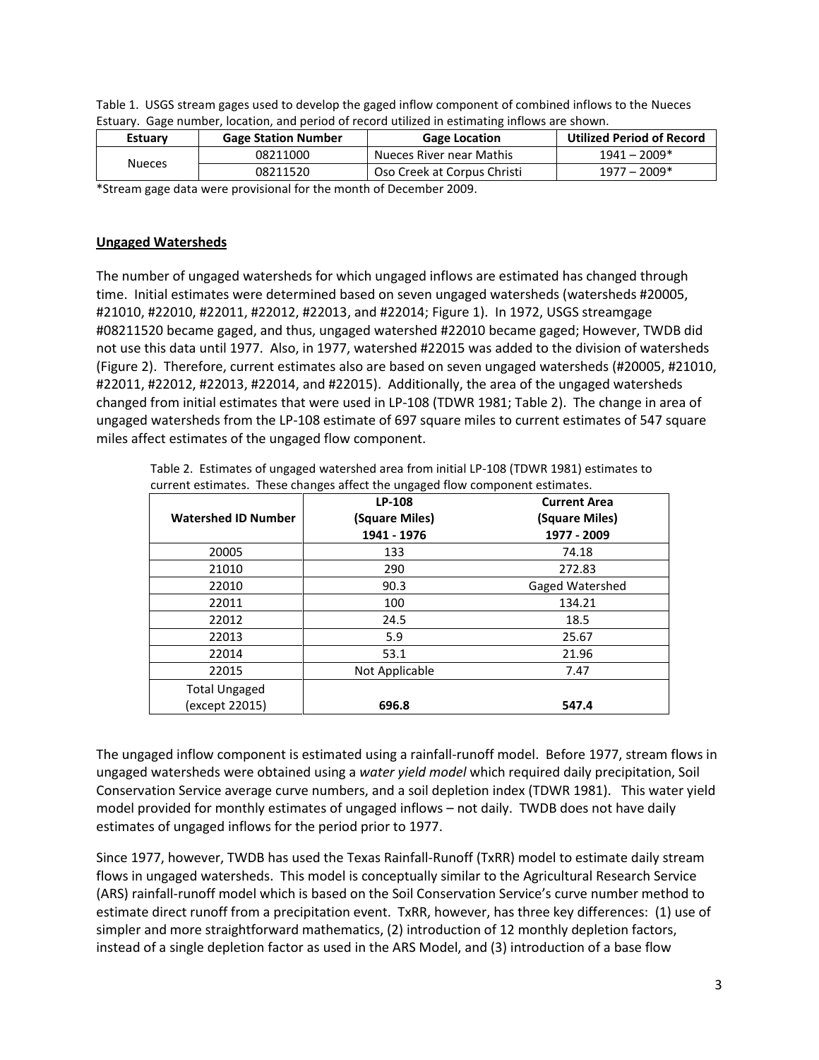Table 1. USGS stream gages used to develop the gaged inflow component of combined inflows to the Nueces Estuary. Gage number, location, and period of record utilized in estimating inflows are shown.

| Estuary | Gage Station Number | Gage Location | Utilized Period of Record |
|---|---|---|---|
| Nueces | 08211000 | Nueces River near Mathis | 1941 – 2009* |
| | 08211520 | Oso Creek at Corpus Christi | 1977 – 2009* |

*Stream gage data were provisional for the month of December 2009.

## Ungaged Watersheds

The number of ungaged watersheds for which ungaged inflows are estimated has changed through time. Initial estimates were determined based on seven ungaged watersheds (watersheds #20005, #21010, #22010, #22011, #22012, #22013, and #22014; Figure 1). In 1972, USGS streamgage #08211520 became gaged, and thus, ungaged watershed #22010 became gaged; However, TWDB did not use this data until 1977. Also, in 1977, watershed #22015 was added to the division of watersheds (Figure 2). Therefore, current estimates also are based on seven ungaged watersheds (#20005, #21010, #22011, #22012, #22013, #22014, and #22015). Additionally, the area of the ungaged watersheds changed from initial estimates that were used in LP-108 (TDWR 1981; Table 2). The change in area of ungaged watersheds from the LP-108 estimate of 697 square miles to current estimates of 547 square miles affect estimates of the ungaged flow component.

Table 2. Estimates of ungaged watershed area from initial LP-108 (TDWR 1981) estimates to current estimates. These changes affect the ungaged flow component estimates.

| Watershed ID Number | LP-108 (Square Miles) 1941 - 1976 | Current Area (Square Miles) 1977 - 2009 |
|---|---|---|
| 20005 | 133 | 74.18 |
| 21010 | 290 | 272.83 |
| 22010 | 90.3 | Gaged Watershed |
| 22011 | 100 | 134.21 |
| 22012 | 24.5 | 18.5 |
| 22013 | 5.9 | 25.67 |
| 22014 | 53.1 | 21.96 |
| 22015 | Not Applicable | 7.47 |
| Total Ungaged (except 22015) | **696.8** | **547.4** |

The ungaged inflow component is estimated using a rainfall-runoff model. Before 1977, stream flows in ungaged watersheds were obtained using a *water yield model* which required daily precipitation, Soil Conservation Service average curve numbers, and a soil depletion index (TDWR 1981). This water yield model provided for monthly estimates of ungaged inflows – not daily. TWDB does not have daily estimates of ungaged inflows for the period prior to 1977.

Since 1977, however, TWDB has used the Texas Rainfall-Runoff (TxRR) model to estimate daily stream flows in ungaged watersheds. This model is conceptually similar to the Agricultural Research Service (ARS) rainfall-runoff model which is based on the Soil Conservation Service's curve number method to estimate direct runoff from a precipitation event. TxRR, however, has three key differences: (1) use of simpler and more straightforward mathematics, (2) introduction of 12 monthly depletion factors, instead of a single depletion factor as used in the ARS Model, and (3) introduction of a base flow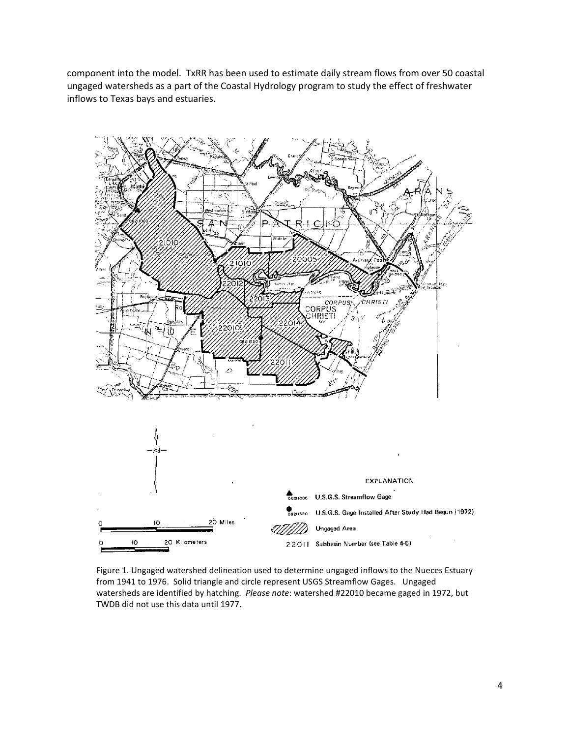component into the model. TxRR has been used to estimate daily stream flows from over 50 coastal ungaged watersheds as a part of the Coastal Hydrology program to study the effect of freshwater inflows to Texas bays and estuaries.

Figure 1. Ungaged watershed delineation used to determine ungaged inflows to the Nueces Estuary from 1941 to 1976. Solid triangle and circle represent USGS Streamflow Gages. Ungaged watersheds are identified by hatching. *Please note*: watershed #22010 became gaged in 1972, but TWDB did not use this data until 1977.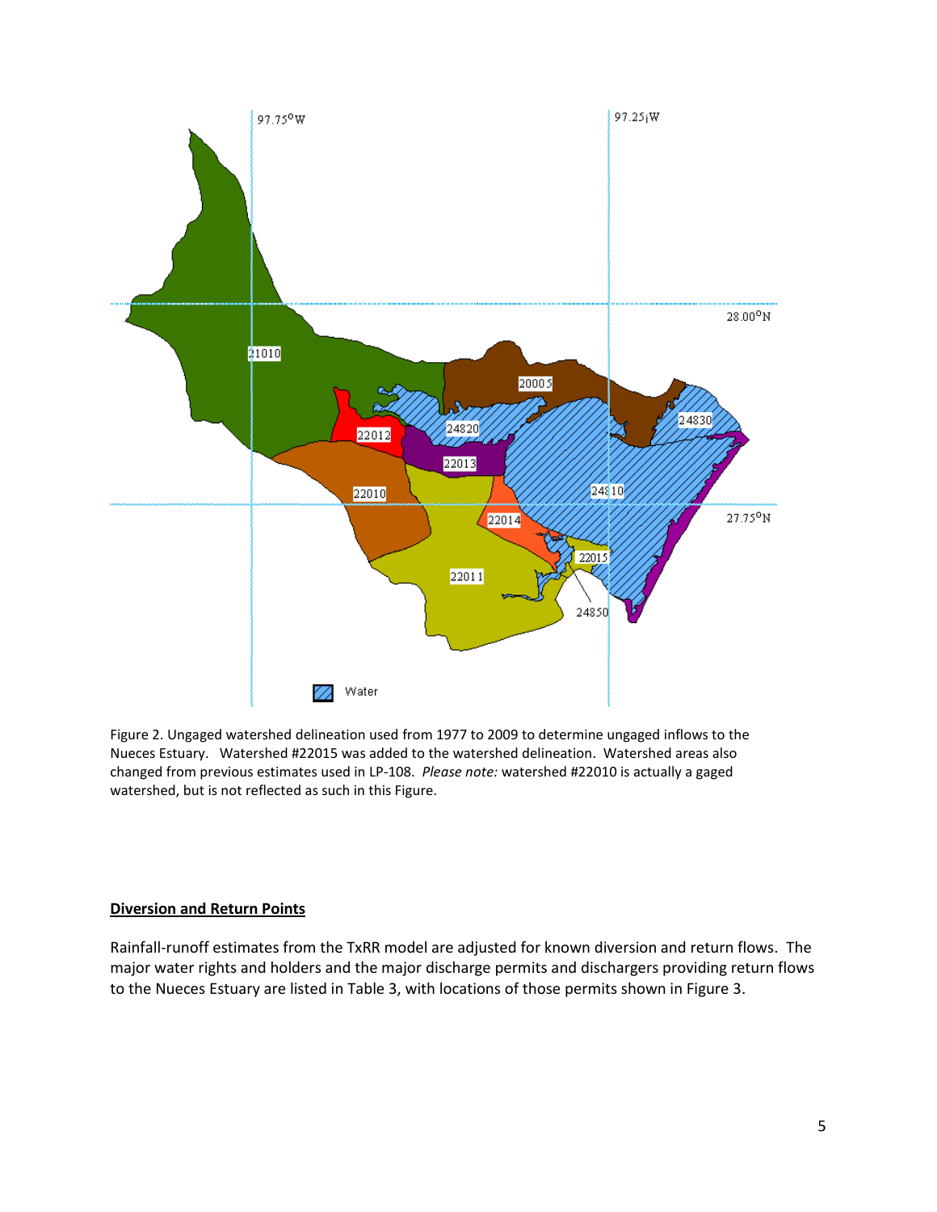Figure 2. Ungaged watershed delineation used from 1977 to 2009 to determine ungaged inflows to the Nueces Estuary. Watershed #22015 was added to the watershed delineation. Watershed areas also changed from previous estimates used in LP-108. *Please note:* watershed #22010 is actually a gaged watershed, but is not reflected as such in this Figure.

**Diversion and Return Points**

Rainfall-runoff estimates from the TxRR model are adjusted for known diversion and return flows. The major water rights and holders and the major discharge permits and dischargers providing return flows to the Nueces Estuary are listed in Table 3, with locations of those permits shown in Figure 3.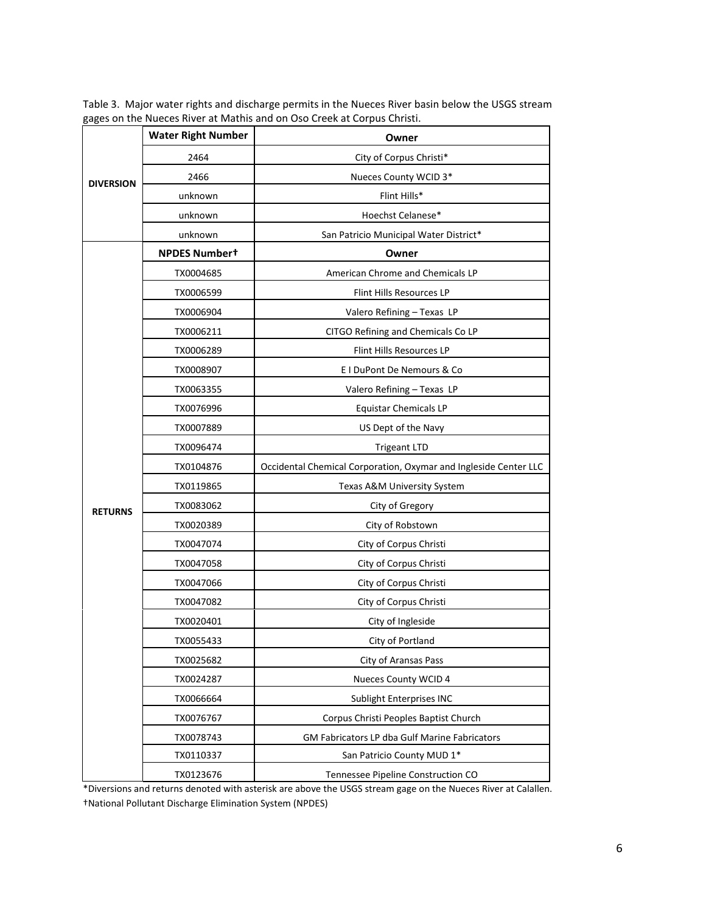Table 3. Major water rights and discharge permits in the Nueces River basin below the USGS stream gages on the Nueces River at Mathis and on Oso Creek at Corpus Christi.

| | Water Right Number | Owner |
|---|---|---|
| DIVERSION | 2464 | City of Corpus Christi* |
| | 2466 | Nueces County WCID 3* |
| | unknown | Flint Hills* |
| | unknown | Hoechst Celanese* |
| | unknown | San Patricio Municipal Water District* |
| | **NPDES Number†** | **Owner** |
| RETURNS | TX0004685 | American Chrome and Chemicals LP |
| | TX0006599 | Flint Hills Resources LP |
| | TX0006904 | Valero Refining – Texas LP |
| | TX0006211 | CITGO Refining and Chemicals Co LP |
| | TX0006289 | Flint Hills Resources LP |
| | TX0008907 | E I DuPont De Nemours & Co |
| | TX0063355 | Valero Refining – Texas LP |
| | TX0076996 | Equistar Chemicals LP |
| | TX0007889 | US Dept of the Navy |
| | TX0096474 | Trigeant LTD |
| | TX0104876 | Occidental Chemical Corporation, Oxymar and Ingleside Center LLC |
| | TX0119865 | Texas A&M University System |
| | TX0083062 | City of Gregory |
| | TX0020389 | City of Robstown |
| | TX0047074 | City of Corpus Christi |
| | TX0047058 | City of Corpus Christi |
| | TX0047066 | City of Corpus Christi |
| | TX0047082 | City of Corpus Christi |
| | TX0020401 | City of Ingleside |
| | TX0055433 | City of Portland |
| | TX0025682 | City of Aransas Pass |
| | TX0024287 | Nueces County WCID 4 |
| | TX0066664 | Sublight Enterprises INC |
| | TX0076767 | Corpus Christi Peoples Baptist Church |
| | TX0078743 | GM Fabricators LP dba Gulf Marine Fabricators |
| | TX0110337 | San Patricio County MUD 1* |
| | TX0123676 | Tennessee Pipeline Construction CO |

*Diversions and returns denoted with asterisk are above the USGS stream gage on the Nueces River at Calallen.

†National Pollutant Discharge Elimination System (NPDES)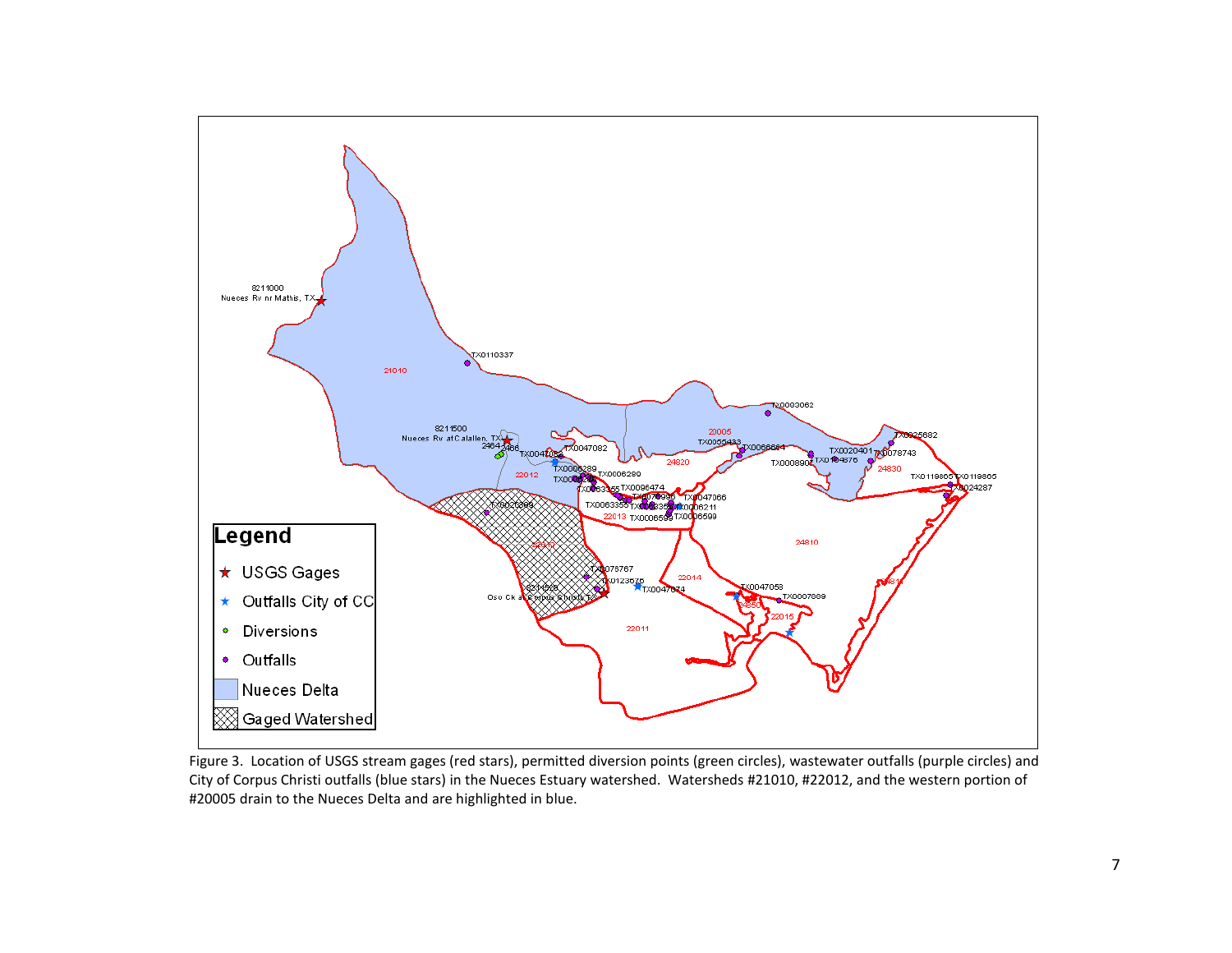Figure 3. Location of USGS stream gages (red stars), permitted diversion points (green circles), wastewater outfalls (purple circles) and City of Corpus Christi outfalls (blue stars) in the Nueces Estuary watershed. Watersheds #21010, #22012, and the western portion of #20005 drain to the Nueces Delta and are highlighted in blue.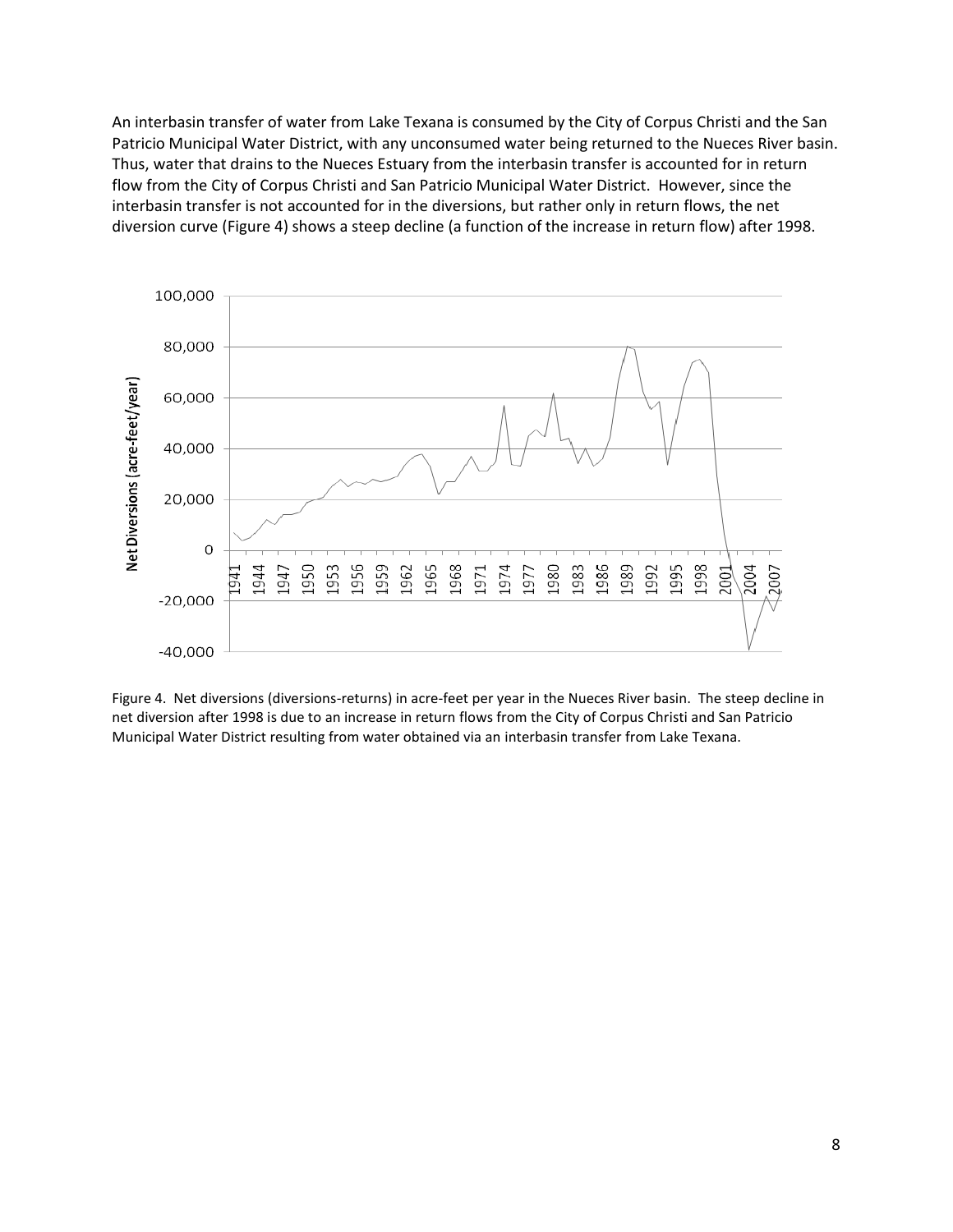An interbasin transfer of water from Lake Texana is consumed by the City of Corpus Christi and the San Patricio Municipal Water District, with any unconsumed water being returned to the Nueces River basin. Thus, water that drains to the Nueces Estuary from the interbasin transfer is accounted for in return flow from the City of Corpus Christi and San Patricio Municipal Water District. However, since the interbasin transfer is not accounted for in the diversions, but rather only in return flows, the net diversion curve (Figure 4) shows a steep decline (a function of the increase in return flow) after 1998.

Figure 4. Net diversions (diversions-returns) in acre-feet per year in the Nueces River basin. The steep decline in net diversion after 1998 is due to an increase in return flows from the City of Corpus Christi and San Patricio Municipal Water District resulting from water obtained via an interbasin transfer from Lake Texana.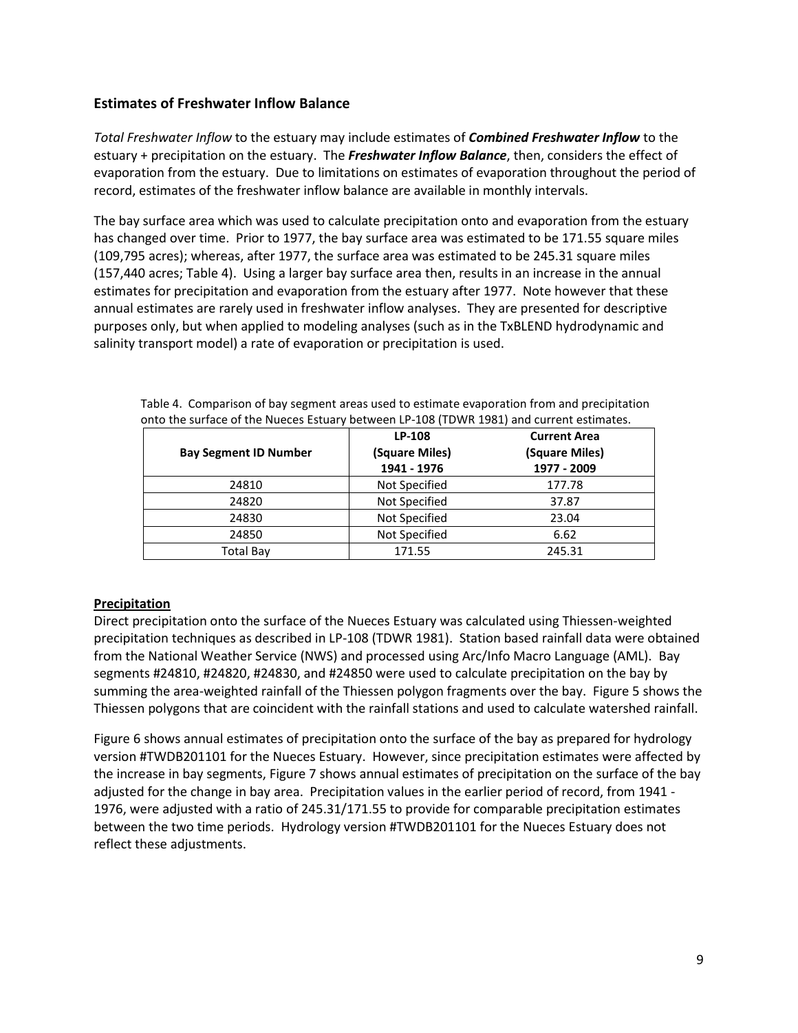## Estimates of Freshwater Inflow Balance

*Total Freshwater Inflow* to the estuary may include estimates of ***Combined Freshwater Inflow*** to the estuary + precipitation on the estuary. The ***Freshwater Inflow Balance***, then, considers the effect of evaporation from the estuary. Due to limitations on estimates of evaporation throughout the period of record, estimates of the freshwater inflow balance are available in monthly intervals.

The bay surface area which was used to calculate precipitation onto and evaporation from the estuary has changed over time. Prior to 1977, the bay surface area was estimated to be 171.55 square miles (109,795 acres); whereas, after 1977, the surface area was estimated to be 245.31 square miles (157,440 acres; Table 4). Using a larger bay surface area then, results in an increase in the annual estimates for precipitation and evaporation from the estuary after 1977. Note however that these annual estimates are rarely used in freshwater inflow analyses. They are presented for descriptive purposes only, but when applied to modeling analyses (such as in the TxBLEND hydrodynamic and salinity transport model) a rate of evaporation or precipitation is used.

Table 4. Comparison of bay segment areas used to estimate evaporation from and precipitation onto the surface of the Nueces Estuary between LP-108 (TDWR 1981) and current estimates.

| Bay Segment ID Number | LP-108 (Square Miles) 1941 - 1976 | Current Area (Square Miles) 1977 - 2009 |
|---|---|---|
| 24810 | Not Specified | 177.78 |
| 24820 | Not Specified | 37.87 |
| 24830 | Not Specified | 23.04 |
| 24850 | Not Specified | 6.62 |
| Total Bay | 171.55 | 245.31 |

### Precipitation

Direct precipitation onto the surface of the Nueces Estuary was calculated using Thiessen-weighted precipitation techniques as described in LP-108 (TDWR 1981). Station based rainfall data were obtained from the National Weather Service (NWS) and processed using Arc/Info Macro Language (AML). Bay segments #24810, #24820, #24830, and #24850 were used to calculate precipitation on the bay by summing the area-weighted rainfall of the Thiessen polygon fragments over the bay. Figure 5 shows the Thiessen polygons that are coincident with the rainfall stations and used to calculate watershed rainfall.

Figure 6 shows annual estimates of precipitation onto the surface of the bay as prepared for hydrology version #TWDB201101 for the Nueces Estuary. However, since precipitation estimates were affected by the increase in bay segments, Figure 7 shows annual estimates of precipitation on the surface of the bay adjusted for the change in bay area. Precipitation values in the earlier period of record, from 1941 - 1976, were adjusted with a ratio of 245.31/171.55 to provide for comparable precipitation estimates between the two time periods. Hydrology version #TWDB201101 for the Nueces Estuary does not reflect these adjustments.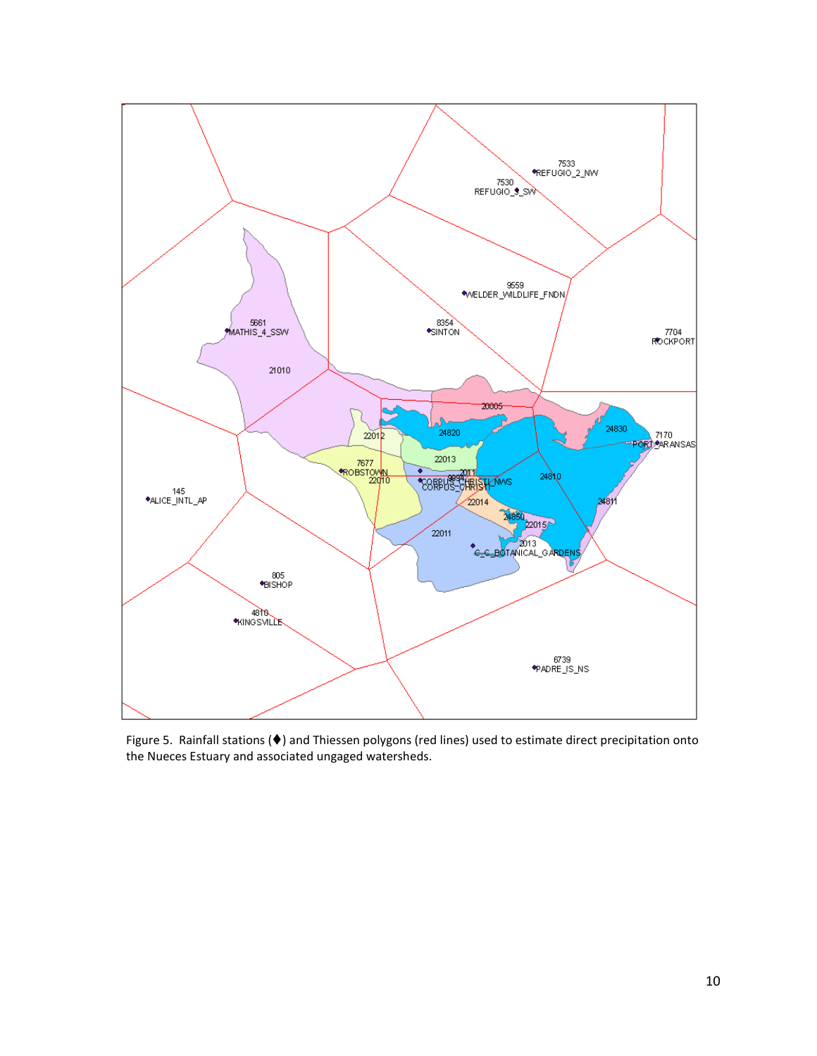Figure 5. Rainfall stations (♦) and Thiessen polygons (red lines) used to estimate direct precipitation onto the Nueces Estuary and associated ungaged watersheds.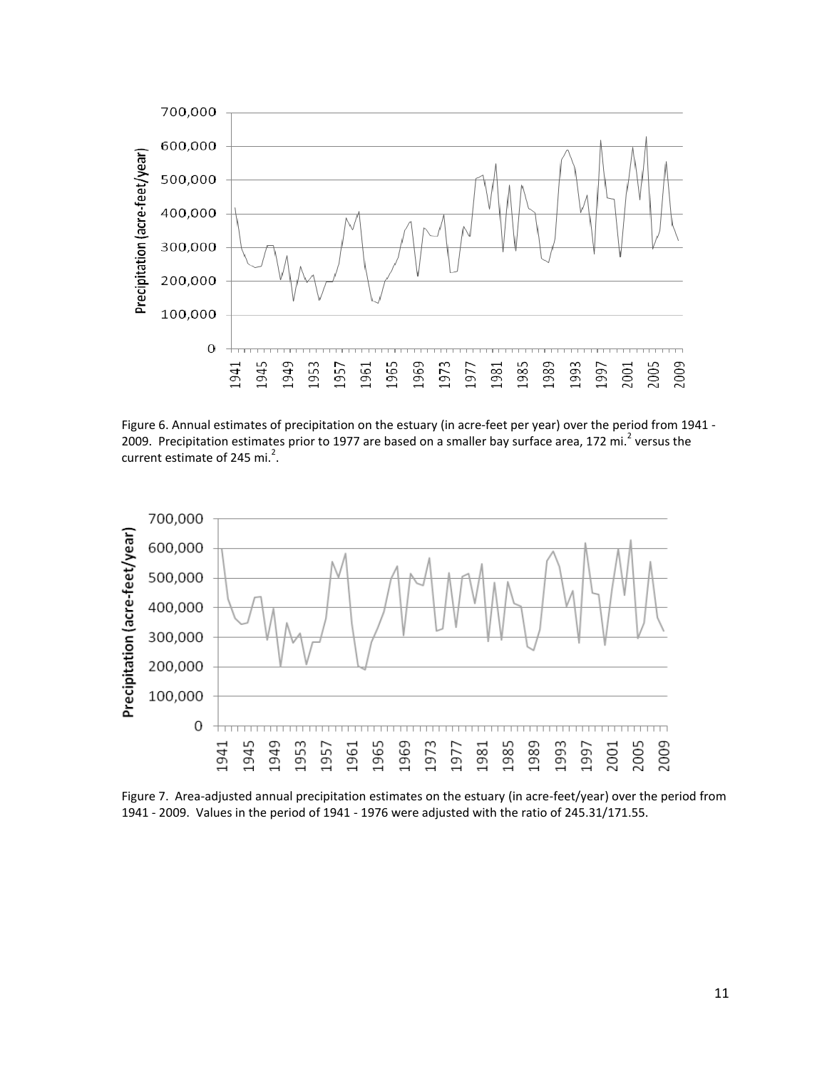Figure 6. Annual estimates of precipitation on the estuary (in acre-feet per year) over the period from 1941 - 2009. Precipitation estimates prior to 1977 are based on a smaller bay surface area, 172 mi.$^2$ versus the current estimate of 245 mi.$^2$.

Figure 7. Area-adjusted annual precipitation estimates on the estuary (in acre-feet/year) over the period from 1941 - 2009. Values in the period of 1941 - 1976 were adjusted with the ratio of 245.31/171.55.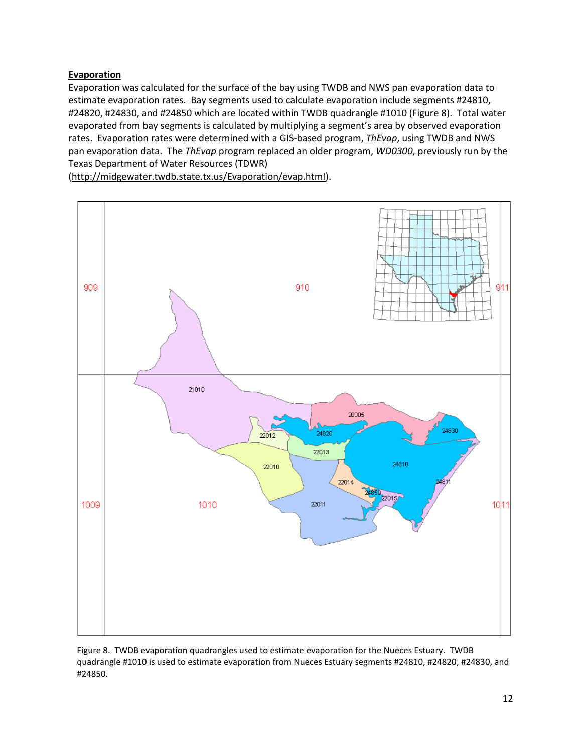**Evaporation**

Evaporation was calculated for the surface of the bay using TWDB and NWS pan evaporation data to estimate evaporation rates. Bay segments used to calculate evaporation include segments #24810, #24820, #24830, and #24850 which are located within TWDB quadrangle #1010 (Figure 8). Total water evaporated from bay segments is calculated by multiplying a segment's area by observed evaporation rates. Evaporation rates were determined with a GIS-based program, *ThEvap*, using TWDB and NWS pan evaporation data. The *ThEvap* program replaced an older program, *WD0300*, previously run by the Texas Department of Water Resources (TDWR) (http://midgewater.twdb.state.tx.us/Evaporation/evap.html).

Figure 8. TWDB evaporation quadrangles used to estimate evaporation for the Nueces Estuary. TWDB quadrangle #1010 is used to estimate evaporation from Nueces Estuary segments #24810, #24820, #24830, and #24850.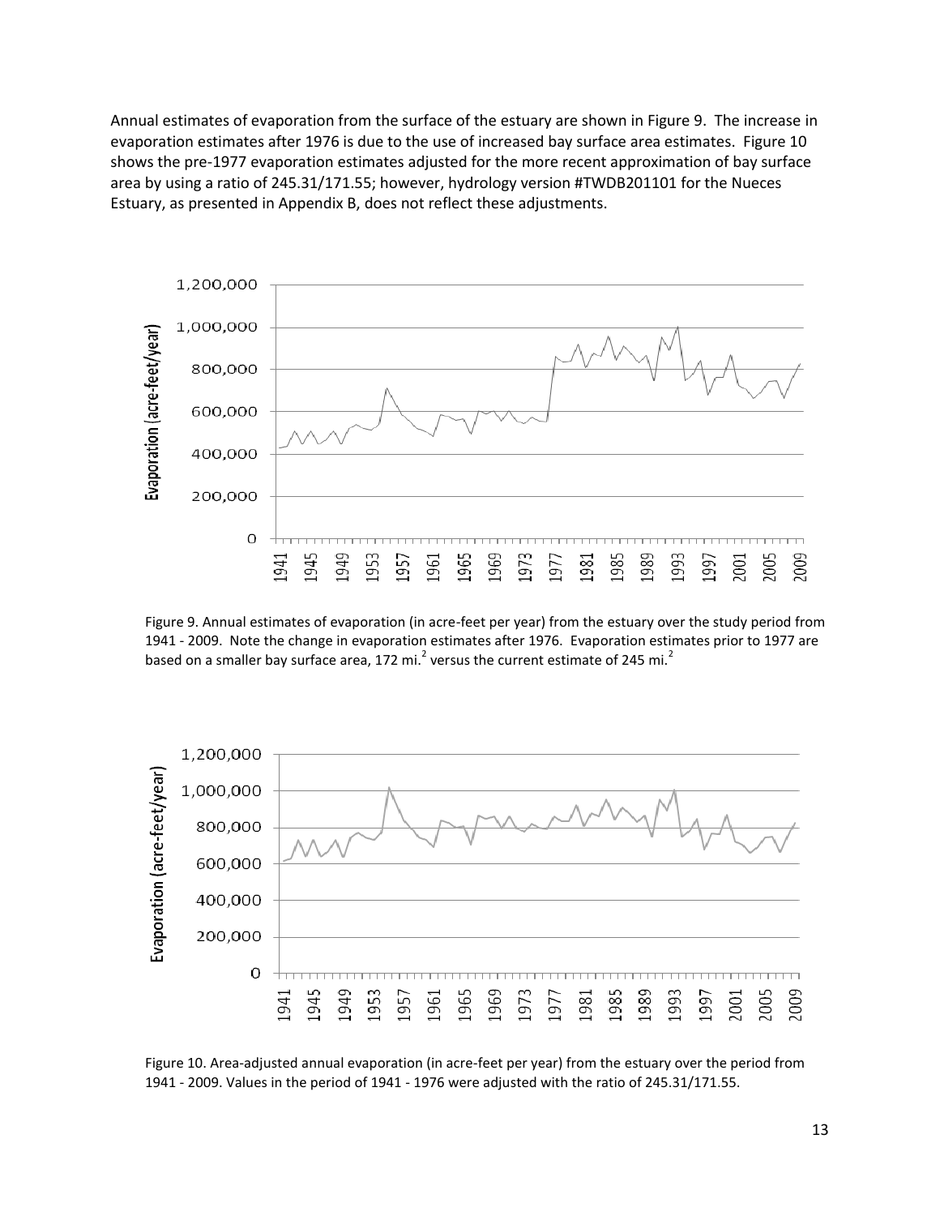Annual estimates of evaporation from the surface of the estuary are shown in Figure 9. The increase in evaporation estimates after 1976 is due to the use of increased bay surface area estimates. Figure 10 shows the pre-1977 evaporation estimates adjusted for the more recent approximation of bay surface area by using a ratio of 245.31/171.55; however, hydrology version #TWDB201101 for the Nueces Estuary, as presented in Appendix B, does not reflect these adjustments.

Figure 9. Annual estimates of evaporation (in acre-feet per year) from the estuary over the study period from 1941 - 2009. Note the change in evaporation estimates after 1976. Evaporation estimates prior to 1977 are based on a smaller bay surface area, 172 mi.$^2$ versus the current estimate of 245 mi.$^2$

Figure 10. Area-adjusted annual evaporation (in acre-feet per year) from the estuary over the period from 1941 - 2009. Values in the period of 1941 - 1976 were adjusted with the ratio of 245.31/171.55.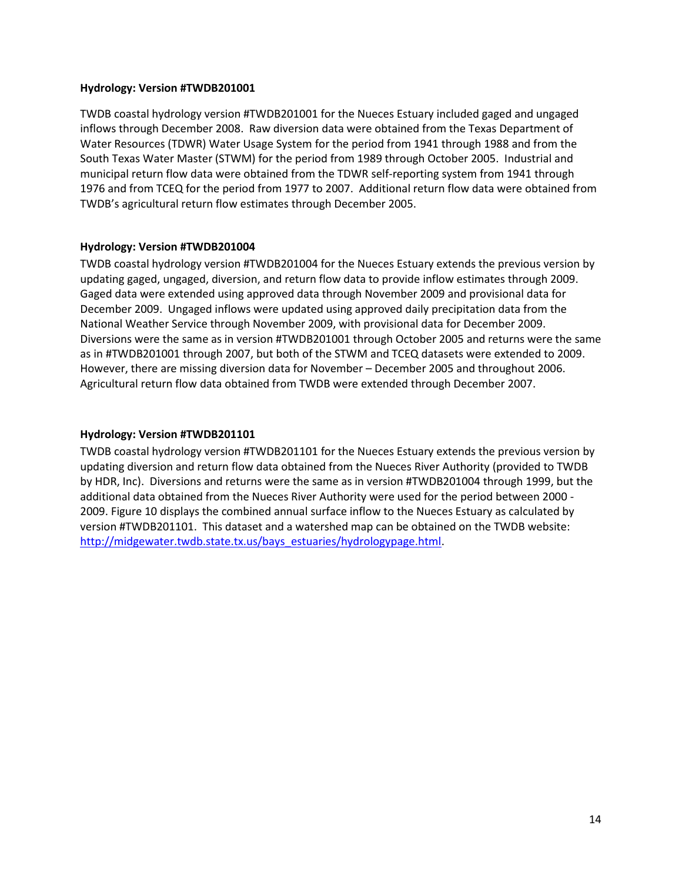**Hydrology: Version #TWDB201001**

TWDB coastal hydrology version #TWDB201001 for the Nueces Estuary included gaged and ungaged inflows through December 2008. Raw diversion data were obtained from the Texas Department of Water Resources (TDWR) Water Usage System for the period from 1941 through 1988 and from the South Texas Water Master (STWM) for the period from 1989 through October 2005. Industrial and municipal return flow data were obtained from the TDWR self-reporting system from 1941 through 1976 and from TCEQ for the period from 1977 to 2007. Additional return flow data were obtained from TWDB's agricultural return flow estimates through December 2005.

**Hydrology: Version #TWDB201004**

TWDB coastal hydrology version #TWDB201004 for the Nueces Estuary extends the previous version by updating gaged, ungaged, diversion, and return flow data to provide inflow estimates through 2009. Gaged data were extended using approved data through November 2009 and provisional data for December 2009. Ungaged inflows were updated using approved daily precipitation data from the National Weather Service through November 2009, with provisional data for December 2009. Diversions were the same as in version #TWDB201001 through October 2005 and returns were the same as in #TWDB201001 through 2007, but both of the STWM and TCEQ datasets were extended to 2009. However, there are missing diversion data for November – December 2005 and throughout 2006. Agricultural return flow data obtained from TWDB were extended through December 2007.

**Hydrology: Version #TWDB201101**

TWDB coastal hydrology version #TWDB201101 for the Nueces Estuary extends the previous version by updating diversion and return flow data obtained from the Nueces River Authority (provided to TWDB by HDR, Inc). Diversions and returns were the same as in version #TWDB201004 through 1999, but the additional data obtained from the Nueces River Authority were used for the period between 2000 - 2009. Figure 10 displays the combined annual surface inflow to the Nueces Estuary as calculated by version #TWDB201101. This dataset and a watershed map can be obtained on the TWDB website: [http://midgewater.twdb.state.tx.us/bays_estuaries/hydrologypage.html](http://midgewater.twdb.state.tx.us/bays_estuaries/hydrologypage.html).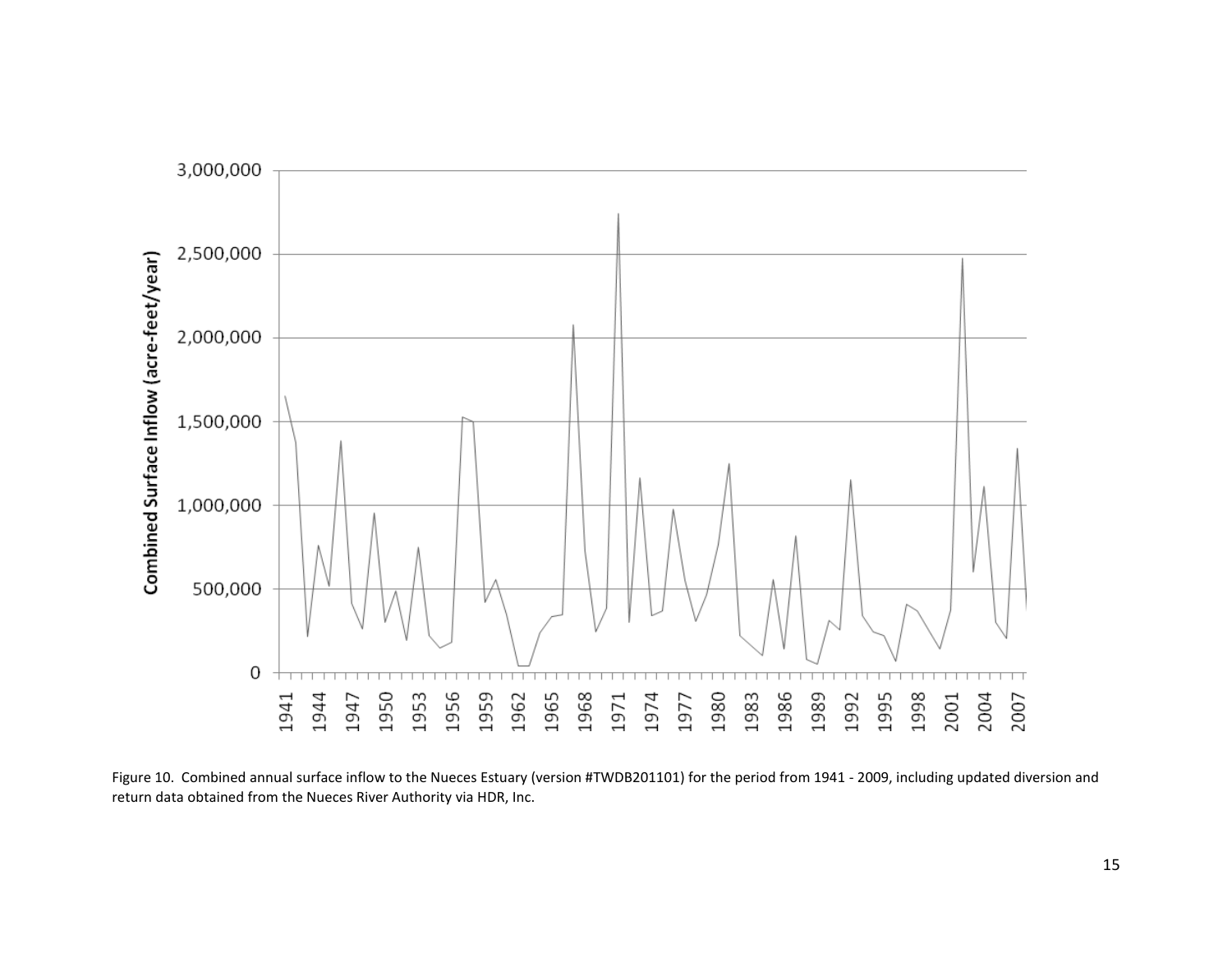Figure 10. Combined annual surface inflow to the Nueces Estuary (version #TWDB201101) for the period from 1941 - 2009, including updated diversion and return data obtained from the Nueces River Authority via HDR, Inc.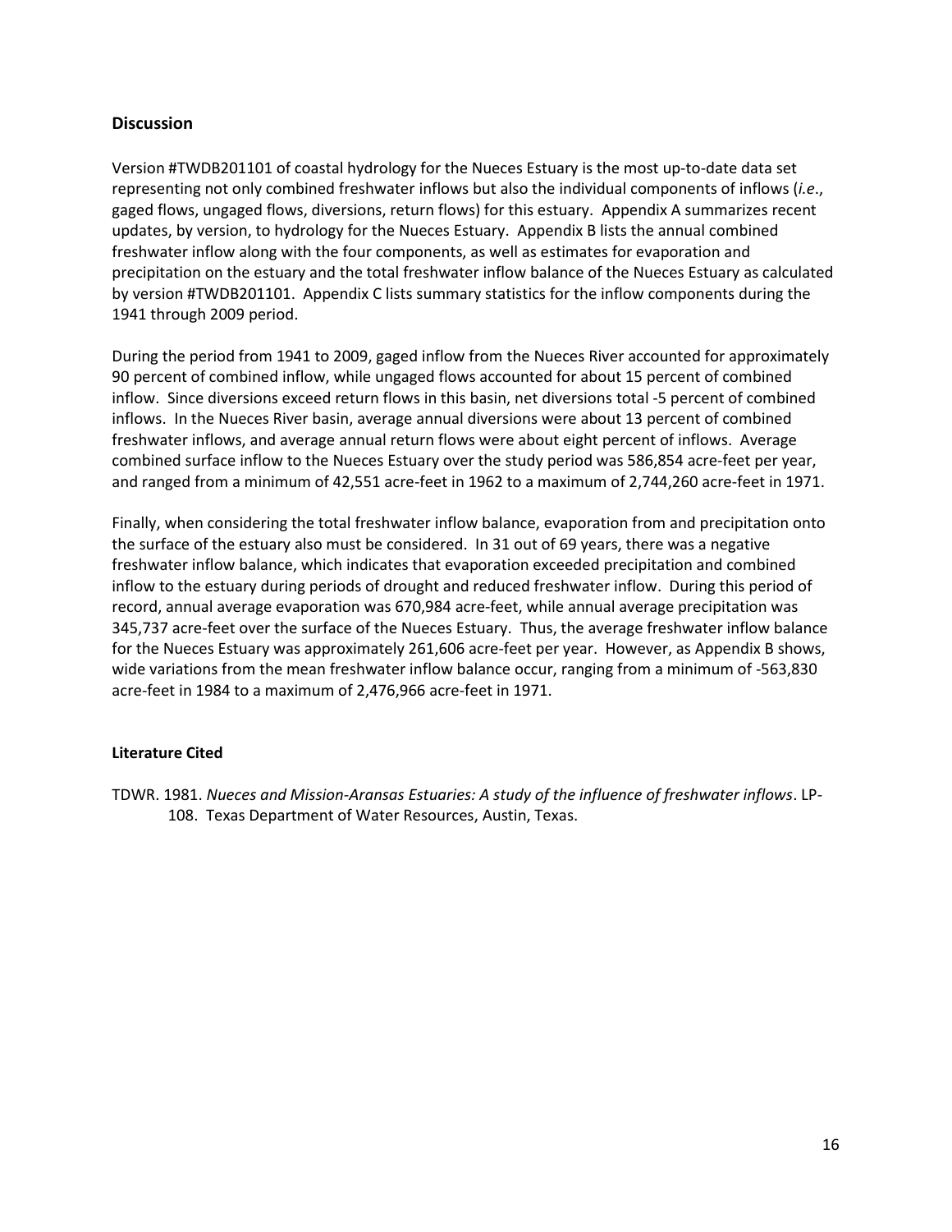## Discussion

Version #TWDB201101 of coastal hydrology for the Nueces Estuary is the most up-to-date data set representing not only combined freshwater inflows but also the individual components of inflows (*i.e*., gaged flows, ungaged flows, diversions, return flows) for this estuary. Appendix A summarizes recent updates, by version, to hydrology for the Nueces Estuary. Appendix B lists the annual combined freshwater inflow along with the four components, as well as estimates for evaporation and precipitation on the estuary and the total freshwater inflow balance of the Nueces Estuary as calculated by version #TWDB201101. Appendix C lists summary statistics for the inflow components during the 1941 through 2009 period.

During the period from 1941 to 2009, gaged inflow from the Nueces River accounted for approximately 90 percent of combined inflow, while ungaged flows accounted for about 15 percent of combined inflow. Since diversions exceed return flows in this basin, net diversions total -5 percent of combined inflows. In the Nueces River basin, average annual diversions were about 13 percent of combined freshwater inflows, and average annual return flows were about eight percent of inflows. Average combined surface inflow to the Nueces Estuary over the study period was 586,854 acre-feet per year, and ranged from a minimum of 42,551 acre-feet in 1962 to a maximum of 2,744,260 acre-feet in 1971.

Finally, when considering the total freshwater inflow balance, evaporation from and precipitation onto the surface of the estuary also must be considered. In 31 out of 69 years, there was a negative freshwater inflow balance, which indicates that evaporation exceeded precipitation and combined inflow to the estuary during periods of drought and reduced freshwater inflow. During this period of record, annual average evaporation was 670,984 acre-feet, while annual average precipitation was 345,737 acre-feet over the surface of the Nueces Estuary. Thus, the average freshwater inflow balance for the Nueces Estuary was approximately 261,606 acre-feet per year. However, as Appendix B shows, wide variations from the mean freshwater inflow balance occur, ranging from a minimum of -563,830 acre-feet in 1984 to a maximum of 2,476,966 acre-feet in 1971.

### Literature Cited

TDWR. 1981. *Nueces and Mission-Aransas Estuaries: A study of the influence of freshwater inflows*. LP-108. Texas Department of Water Resources, Austin, Texas.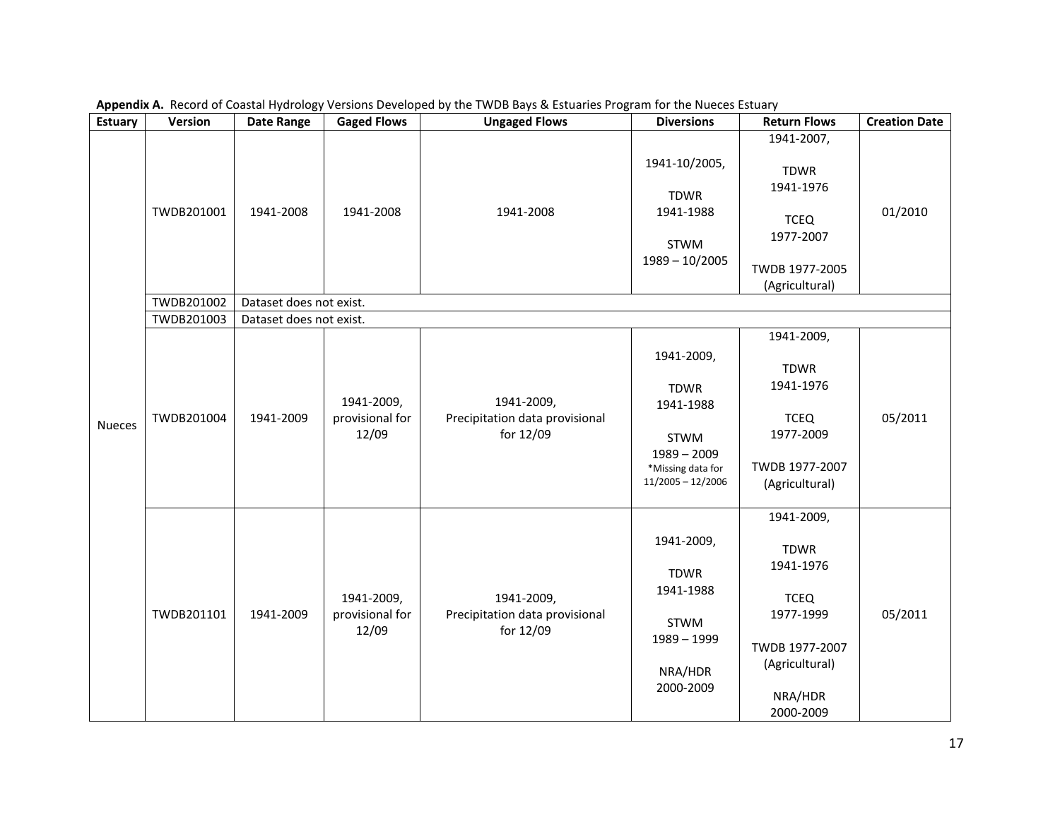**Appendix A.** Record of Coastal Hydrology Versions Developed by the TWDB Bays & Estuaries Program for the Nueces Estuary

| Estuary | Version | Date Range | Gaged Flows | Ungaged Flows | Diversions | Return Flows | Creation Date |
|---|---|---|---|---|---|---|---|
| Nueces | TWDB201001 | 1941-2008 | 1941-2008 | 1941-2008 | 1941-10/2005, TDWR 1941-1988, STWM 1989 – 10/2005 | 1941-2007, TDWR 1941-1976, TCEQ 1977-2007, TWDB 1977-2005 (Agricultural) | 01/2010 |
| | TWDB201002 | Dataset does not exist. | | | | | |
| | TWDB201003 | Dataset does not exist. | | | | | |
| | TWDB201004 | 1941-2009 | 1941-2009, provisional for 12/09 | 1941-2009, Precipitation data provisional for 12/09 | 1941-2009, TDWR 1941-1988, STWM 1989 – 2009 *Missing data for 11/2005 – 12/2006 | 1941-2009, TDWR 1941-1976, TCEQ 1977-2009, TWDB 1977-2007 (Agricultural) | 05/2011 |
| | TWDB201101 | 1941-2009 | 1941-2009, provisional for 12/09 | 1941-2009, Precipitation data provisional for 12/09 | 1941-2009, TDWR 1941-1988, STWM 1989 – 1999, NRA/HDR 2000-2009 | 1941-2009, TDWR 1941-1976, TCEQ 1977-1999, TWDB 1977-2007 (Agricultural), NRA/HDR 2000-2009 | 05/2011 |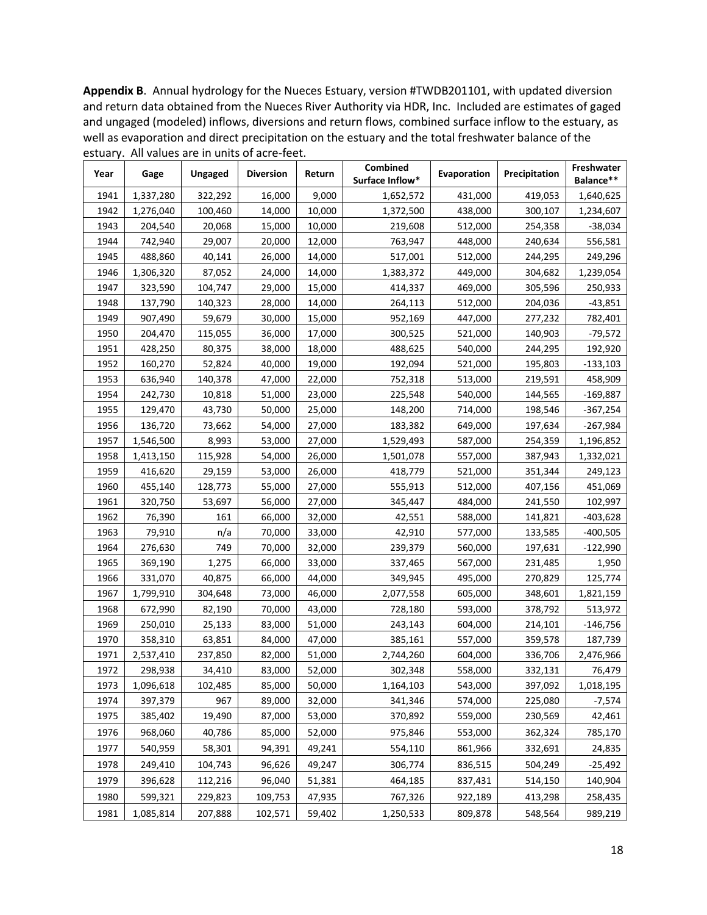**Appendix B**. Annual hydrology for the Nueces Estuary, version #TWDB201101, with updated diversion and return data obtained from the Nueces River Authority via HDR, Inc. Included are estimates of gaged and ungaged (modeled) inflows, diversions and return flows, combined surface inflow to the estuary, as well as evaporation and direct precipitation on the estuary and the total freshwater balance of the estuary. All values are in units of acre-feet.

| Year | Gage | Ungaged | Diversion | Return | Combined Surface Inflow* | Evaporation | Precipitation | Freshwater Balance** |
|---|---|---|---|---|---|---|---|---|
| 1941 | 1,337,280 | 322,292 | 16,000 | 9,000 | 1,652,572 | 431,000 | 419,053 | 1,640,625 |
| 1942 | 1,276,040 | 100,460 | 14,000 | 10,000 | 1,372,500 | 438,000 | 300,107 | 1,234,607 |
| 1943 | 204,540 | 20,068 | 15,000 | 10,000 | 219,608 | 512,000 | 254,358 | -38,034 |
| 1944 | 742,940 | 29,007 | 20,000 | 12,000 | 763,947 | 448,000 | 240,634 | 556,581 |
| 1945 | 488,860 | 40,141 | 26,000 | 14,000 | 517,001 | 512,000 | 244,295 | 249,296 |
| 1946 | 1,306,320 | 87,052 | 24,000 | 14,000 | 1,383,372 | 449,000 | 304,682 | 1,239,054 |
| 1947 | 323,590 | 104,747 | 29,000 | 15,000 | 414,337 | 469,000 | 305,596 | 250,933 |
| 1948 | 137,790 | 140,323 | 28,000 | 14,000 | 264,113 | 512,000 | 204,036 | -43,851 |
| 1949 | 907,490 | 59,679 | 30,000 | 15,000 | 952,169 | 447,000 | 277,232 | 782,401 |
| 1950 | 204,470 | 115,055 | 36,000 | 17,000 | 300,525 | 521,000 | 140,903 | -79,572 |
| 1951 | 428,250 | 80,375 | 38,000 | 18,000 | 488,625 | 540,000 | 244,295 | 192,920 |
| 1952 | 160,270 | 52,824 | 40,000 | 19,000 | 192,094 | 521,000 | 195,803 | -133,103 |
| 1953 | 636,940 | 140,378 | 47,000 | 22,000 | 752,318 | 513,000 | 219,591 | 458,909 |
| 1954 | 242,730 | 10,818 | 51,000 | 23,000 | 225,548 | 540,000 | 144,565 | -169,887 |
| 1955 | 129,470 | 43,730 | 50,000 | 25,000 | 148,200 | 714,000 | 198,546 | -367,254 |
| 1956 | 136,720 | 73,662 | 54,000 | 27,000 | 183,382 | 649,000 | 197,634 | -267,984 |
| 1957 | 1,546,500 | 8,993 | 53,000 | 27,000 | 1,529,493 | 587,000 | 254,359 | 1,196,852 |
| 1958 | 1,413,150 | 115,928 | 54,000 | 26,000 | 1,501,078 | 557,000 | 387,943 | 1,332,021 |
| 1959 | 416,620 | 29,159 | 53,000 | 26,000 | 418,779 | 521,000 | 351,344 | 249,123 |
| 1960 | 455,140 | 128,773 | 55,000 | 27,000 | 555,913 | 512,000 | 407,156 | 451,069 |
| 1961 | 320,750 | 53,697 | 56,000 | 27,000 | 345,447 | 484,000 | 241,550 | 102,997 |
| 1962 | 76,390 | 161 | 66,000 | 32,000 | 42,551 | 588,000 | 141,821 | -403,628 |
| 1963 | 79,910 | n/a | 70,000 | 33,000 | 42,910 | 577,000 | 133,585 | -400,505 |
| 1964 | 276,630 | 749 | 70,000 | 32,000 | 239,379 | 560,000 | 197,631 | -122,990 |
| 1965 | 369,190 | 1,275 | 66,000 | 33,000 | 337,465 | 567,000 | 231,485 | 1,950 |
| 1966 | 331,070 | 40,875 | 66,000 | 44,000 | 349,945 | 495,000 | 270,829 | 125,774 |
| 1967 | 1,799,910 | 304,648 | 73,000 | 46,000 | 2,077,558 | 605,000 | 348,601 | 1,821,159 |
| 1968 | 672,990 | 82,190 | 70,000 | 43,000 | 728,180 | 593,000 | 378,792 | 513,972 |
| 1969 | 250,010 | 25,133 | 83,000 | 51,000 | 243,143 | 604,000 | 214,101 | -146,756 |
| 1970 | 358,310 | 63,851 | 84,000 | 47,000 | 385,161 | 557,000 | 359,578 | 187,739 |
| 1971 | 2,537,410 | 237,850 | 82,000 | 51,000 | 2,744,260 | 604,000 | 336,706 | 2,476,966 |
| 1972 | 298,938 | 34,410 | 83,000 | 52,000 | 302,348 | 558,000 | 332,131 | 76,479 |
| 1973 | 1,096,618 | 102,485 | 85,000 | 50,000 | 1,164,103 | 543,000 | 397,092 | 1,018,195 |
| 1974 | 397,379 | 967 | 89,000 | 32,000 | 341,346 | 574,000 | 225,080 | -7,574 |
| 1975 | 385,402 | 19,490 | 87,000 | 53,000 | 370,892 | 559,000 | 230,569 | 42,461 |
| 1976 | 968,060 | 40,786 | 85,000 | 52,000 | 975,846 | 553,000 | 362,324 | 785,170 |
| 1977 | 540,959 | 58,301 | 94,391 | 49,241 | 554,110 | 861,966 | 332,691 | 24,835 |
| 1978 | 249,410 | 104,743 | 96,626 | 49,247 | 306,774 | 836,515 | 504,249 | -25,492 |
| 1979 | 396,628 | 112,216 | 96,040 | 51,381 | 464,185 | 837,431 | 514,150 | 140,904 |
| 1980 | 599,321 | 229,823 | 109,753 | 47,935 | 767,326 | 922,189 | 413,298 | 258,435 |
| 1981 | 1,085,814 | 207,888 | 102,571 | 59,402 | 1,250,533 | 809,878 | 548,564 | 989,219 |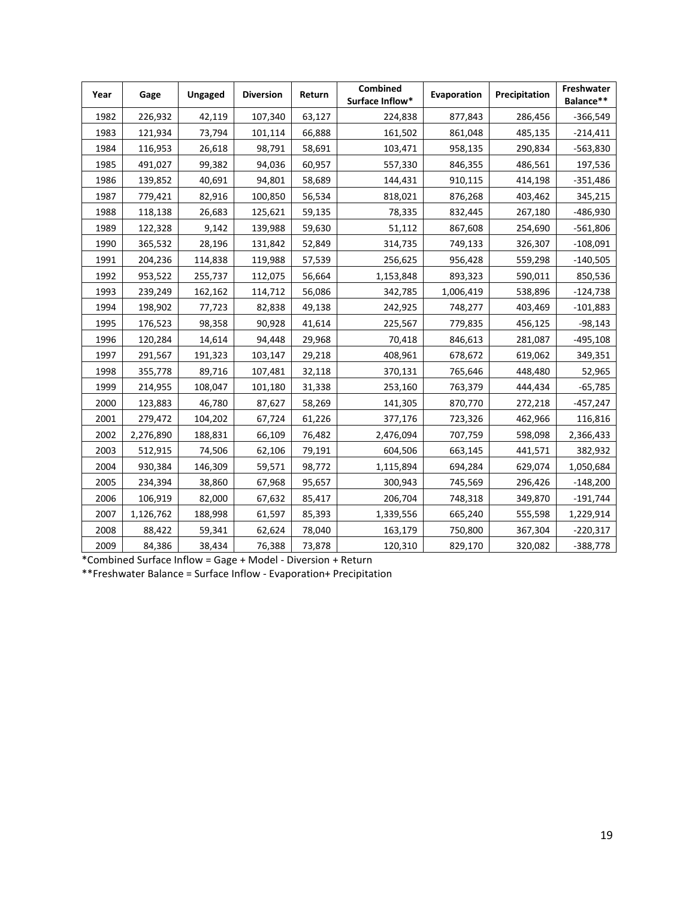| Year | Gage | Ungaged | Diversion | Return | Combined Surface Inflow* | Evaporation | Precipitation | Freshwater Balance** |
|---|---|---|---|---|---|---|---|---|
| 1982 | 226,932 | 42,119 | 107,340 | 63,127 | 224,838 | 877,843 | 286,456 | -366,549 |
| 1983 | 121,934 | 73,794 | 101,114 | 66,888 | 161,502 | 861,048 | 485,135 | -214,411 |
| 1984 | 116,953 | 26,618 | 98,791 | 58,691 | 103,471 | 958,135 | 290,834 | -563,830 |
| 1985 | 491,027 | 99,382 | 94,036 | 60,957 | 557,330 | 846,355 | 486,561 | 197,536 |
| 1986 | 139,852 | 40,691 | 94,801 | 58,689 | 144,431 | 910,115 | 414,198 | -351,486 |
| 1987 | 779,421 | 82,916 | 100,850 | 56,534 | 818,021 | 876,268 | 403,462 | 345,215 |
| 1988 | 118,138 | 26,683 | 125,621 | 59,135 | 78,335 | 832,445 | 267,180 | -486,930 |
| 1989 | 122,328 | 9,142 | 139,988 | 59,630 | 51,112 | 867,608 | 254,690 | -561,806 |
| 1990 | 365,532 | 28,196 | 131,842 | 52,849 | 314,735 | 749,133 | 326,307 | -108,091 |
| 1991 | 204,236 | 114,838 | 119,988 | 57,539 | 256,625 | 956,428 | 559,298 | -140,505 |
| 1992 | 953,522 | 255,737 | 112,075 | 56,664 | 1,153,848 | 893,323 | 590,011 | 850,536 |
| 1993 | 239,249 | 162,162 | 114,712 | 56,086 | 342,785 | 1,006,419 | 538,896 | -124,738 |
| 1994 | 198,902 | 77,723 | 82,838 | 49,138 | 242,925 | 748,277 | 403,469 | -101,883 |
| 1995 | 176,523 | 98,358 | 90,928 | 41,614 | 225,567 | 779,835 | 456,125 | -98,143 |
| 1996 | 120,284 | 14,614 | 94,448 | 29,968 | 70,418 | 846,613 | 281,087 | -495,108 |
| 1997 | 291,567 | 191,323 | 103,147 | 29,218 | 408,961 | 678,672 | 619,062 | 349,351 |
| 1998 | 355,778 | 89,716 | 107,481 | 32,118 | 370,131 | 765,646 | 448,480 | 52,965 |
| 1999 | 214,955 | 108,047 | 101,180 | 31,338 | 253,160 | 763,379 | 444,434 | -65,785 |
| 2000 | 123,883 | 46,780 | 87,627 | 58,269 | 141,305 | 870,770 | 272,218 | -457,247 |
| 2001 | 279,472 | 104,202 | 67,724 | 61,226 | 377,176 | 723,326 | 462,966 | 116,816 |
| 2002 | 2,276,890 | 188,831 | 66,109 | 76,482 | 2,476,094 | 707,759 | 598,098 | 2,366,433 |
| 2003 | 512,915 | 74,506 | 62,106 | 79,191 | 604,506 | 663,145 | 441,571 | 382,932 |
| 2004 | 930,384 | 146,309 | 59,571 | 98,772 | 1,115,894 | 694,284 | 629,074 | 1,050,684 |
| 2005 | 234,394 | 38,860 | 67,968 | 95,657 | 300,943 | 745,569 | 296,426 | -148,200 |
| 2006 | 106,919 | 82,000 | 67,632 | 85,417 | 206,704 | 748,318 | 349,870 | -191,744 |
| 2007 | 1,126,762 | 188,998 | 61,597 | 85,393 | 1,339,556 | 665,240 | 555,598 | 1,229,914 |
| 2008 | 88,422 | 59,341 | 62,624 | 78,040 | 163,179 | 750,800 | 367,304 | -220,317 |
| 2009 | 84,386 | 38,434 | 76,388 | 73,878 | 120,310 | 829,170 | 320,082 | -388,778 |

*Combined Surface Inflow = Gage + Model - Diversion + Return

**Freshwater Balance = Surface Inflow - Evaporation+ Precipitation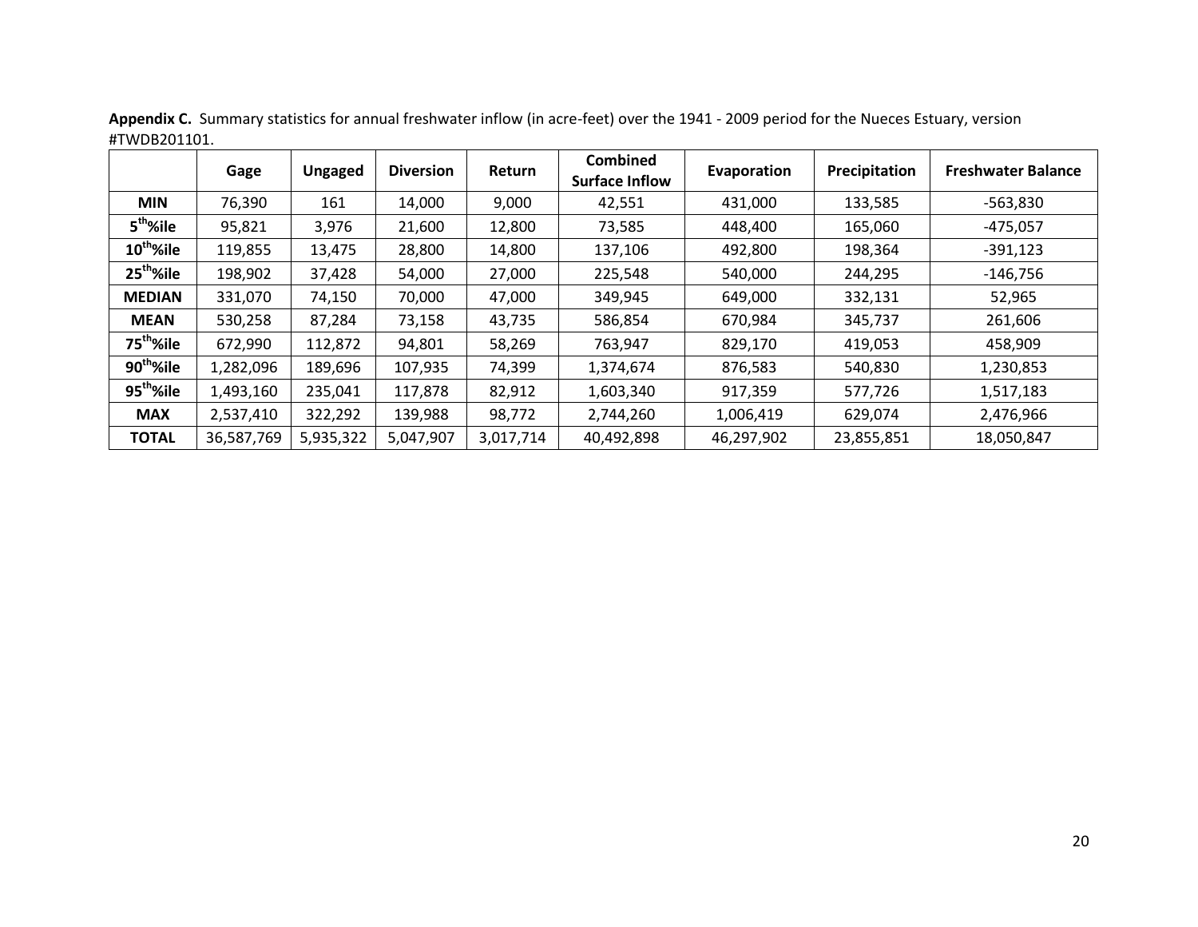**Appendix C.** Summary statistics for annual freshwater inflow (in acre-feet) over the 1941 - 2009 period for the Nueces Estuary, version #TWDB201101.

| | Gage | Ungaged | Diversion | Return | Combined Surface Inflow | Evaporation | Precipitation | Freshwater Balance |
|---|---|---|---|---|---|---|---|---|
| **MIN** | 76,390 | 161 | 14,000 | 9,000 | 42,551 | 431,000 | 133,585 | -563,830 |
| **5th%ile** | 95,821 | 3,976 | 21,600 | 12,800 | 73,585 | 448,400 | 165,060 | -475,057 |
| **10th%ile** | 119,855 | 13,475 | 28,800 | 14,800 | 137,106 | 492,800 | 198,364 | -391,123 |
| **25th%ile** | 198,902 | 37,428 | 54,000 | 27,000 | 225,548 | 540,000 | 244,295 | -146,756 |
| **MEDIAN** | 331,070 | 74,150 | 70,000 | 47,000 | 349,945 | 649,000 | 332,131 | 52,965 |
| **MEAN** | 530,258 | 87,284 | 73,158 | 43,735 | 586,854 | 670,984 | 345,737 | 261,606 |
| **75th%ile** | 672,990 | 112,872 | 94,801 | 58,269 | 763,947 | 829,170 | 419,053 | 458,909 |
| **90th%ile** | 1,282,096 | 189,696 | 107,935 | 74,399 | 1,374,674 | 876,583 | 540,830 | 1,230,853 |
| **95th%ile** | 1,493,160 | 235,041 | 117,878 | 82,912 | 1,603,340 | 917,359 | 577,726 | 1,517,183 |
| **MAX** | 2,537,410 | 322,292 | 139,988 | 98,772 | 2,744,260 | 1,006,419 | 629,074 | 2,476,966 |
| **TOTAL** | 36,587,769 | 5,935,322 | 5,047,907 | 3,017,714 | 40,492,898 | 46,297,902 | 23,855,851 | 18,050,847 |